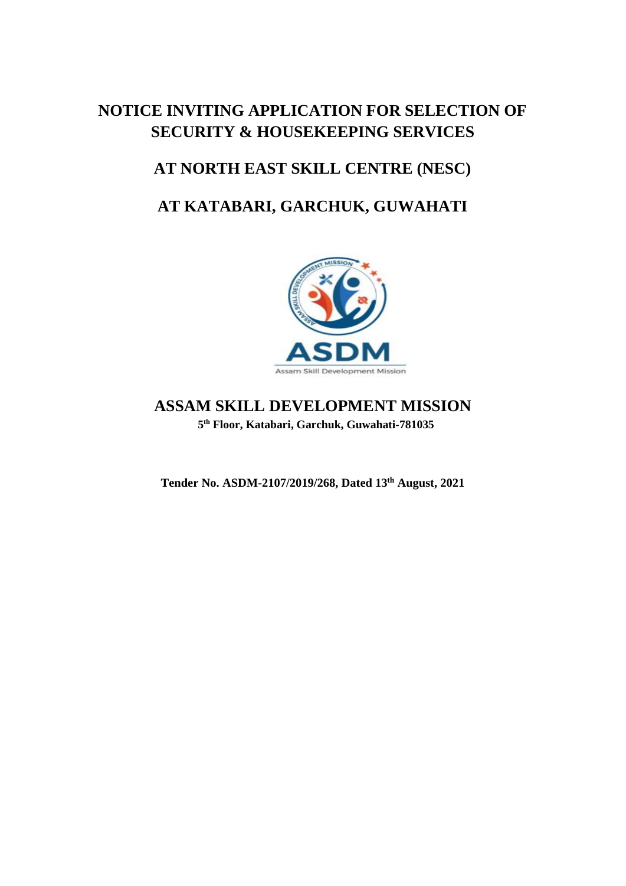# NOTICE INVITING APPLICATION FOR SELECTION OF SECURITY & HOUSEKEEPING SERVICES

## AT NORTH EAST SKILL CENTRE (NESC)

## AT KATABARI, GARCHUK, GUWAHATI

## ASSAM SKILL DEVELOPMENT MISSION

**5th Floor, Katabari, Garchuk, Guwahati-781035**

**Tender No. ASDM-2107/2019/268, Dated 13th August, 2021**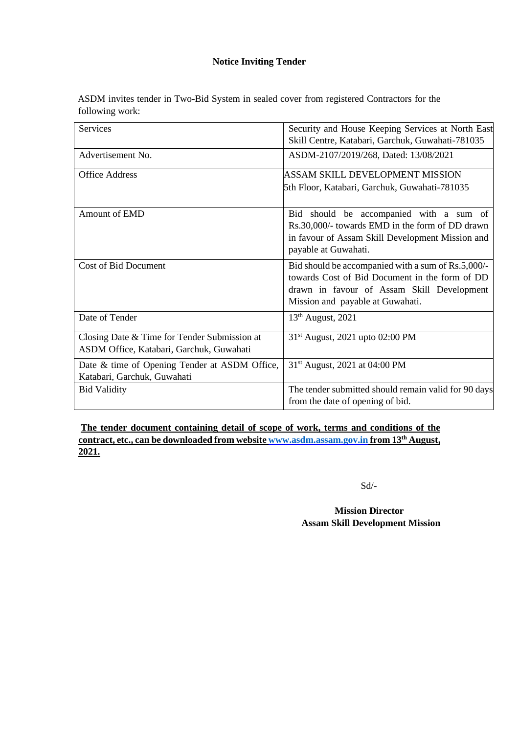# Notice Inviting Tender

ASDM invites tender in Two-Bid System in sealed cover from registered Contractors for the following work:

| Services | Security and House Keeping Services at North East Skill Centre, Katabari, Garchuk, Guwahati-781035 |
|---|---|
| Advertisement No. | ASDM-2107/2019/268, Dated: 13/08/2021 |
| Office Address | ASSAM SKILL DEVELOPMENT MISSION<br>5th Floor, Katabari, Garchuk, Guwahati-781035 |
| Amount of EMD | Bid should be accompanied with a sum of Rs.30,000/- towards EMD in the form of DD drawn in favour of Assam Skill Development Mission and payable at Guwahati. |
| Cost of Bid Document | Bid should be accompanied with a sum of Rs.5,000/- towards Cost of Bid Document in the form of DD drawn in favour of Assam Skill Development Mission and payable at Guwahati. |
| Date of Tender | 13th August, 2021 |
| Closing Date & Time for Tender Submission at ASDM Office, Katabari, Garchuk, Guwahati | 31st August, 2021 upto 02:00 PM |
| Date & time of Opening Tender at ASDM Office, Katabari, Garchuk, Guwahati | 31st August, 2021 at 04:00 PM |
| Bid Validity | The tender submitted should remain valid for 90 days from the date of opening of bid. |

**The tender document containing detail of scope of work, terms and conditions of the contract, etc., can be downloaded from website www.asdm.assam.gov.in from 13th August, 2021.**

Sd/-

**Mission Director**
**Assam Skill Development Mission**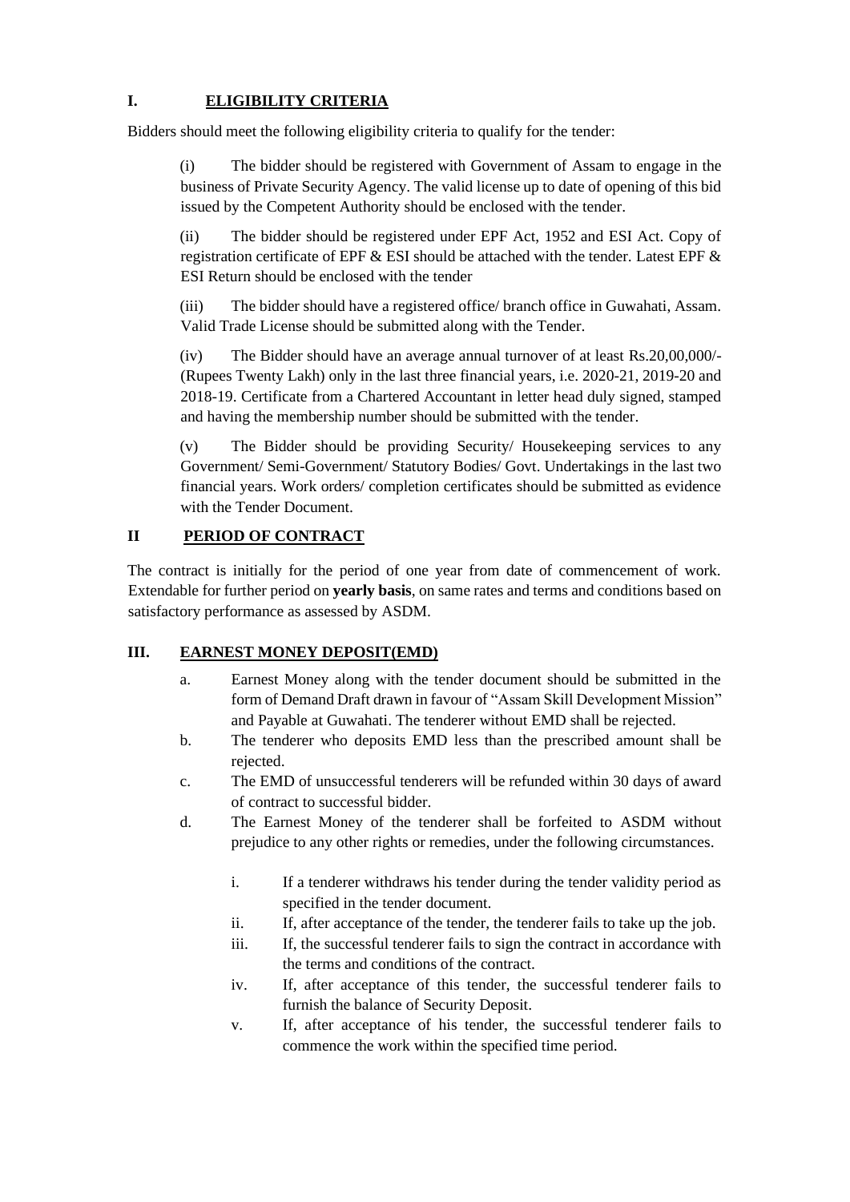## I. ELIGIBILITY CRITERIA

Bidders should meet the following eligibility criteria to qualify for the tender:

(i) The bidder should be registered with Government of Assam to engage in the business of Private Security Agency. The valid license up to date of opening of this bid issued by the Competent Authority should be enclosed with the tender.

(ii) The bidder should be registered under EPF Act, 1952 and ESI Act. Copy of registration certificate of EPF & ESI should be attached with the tender. Latest EPF & ESI Return should be enclosed with the tender

(iii) The bidder should have a registered office/ branch office in Guwahati, Assam. Valid Trade License should be submitted along with the Tender.

(iv) The Bidder should have an average annual turnover of at least Rs.20,00,000/- (Rupees Twenty Lakh) only in the last three financial years, i.e. 2020-21, 2019-20 and 2018-19. Certificate from a Chartered Accountant in letter head duly signed, stamped and having the membership number should be submitted with the tender.

(v) The Bidder should be providing Security/ Housekeeping services to any Government/ Semi-Government/ Statutory Bodies/ Govt. Undertakings in the last two financial years. Work orders/ completion certificates should be submitted as evidence with the Tender Document.

## II PERIOD OF CONTRACT

The contract is initially for the period of one year from date of commencement of work. Extendable for further period on **yearly basis**, on same rates and terms and conditions based on satisfactory performance as assessed by ASDM.

## III. EARNEST MONEY DEPOSIT(EMD)

a. Earnest Money along with the tender document should be submitted in the form of Demand Draft drawn in favour of "Assam Skill Development Mission" and Payable at Guwahati. The tenderer without EMD shall be rejected.

b. The tenderer who deposits EMD less than the prescribed amount shall be rejected.

c. The EMD of unsuccessful tenderers will be refunded within 30 days of award of contract to successful bidder.

d. The Earnest Money of the tenderer shall be forfeited to ASDM without prejudice to any other rights or remedies, under the following circumstances.

   i. If a tenderer withdraws his tender during the tender validity period as specified in the tender document.

   ii. If, after acceptance of the tender, the tenderer fails to take up the job.

   iii. If, the successful tenderer fails to sign the contract in accordance with the terms and conditions of the contract.

   iv. If, after acceptance of this tender, the successful tenderer fails to furnish the balance of Security Deposit.

   v. If, after acceptance of his tender, the successful tenderer fails to commence the work within the specified time period.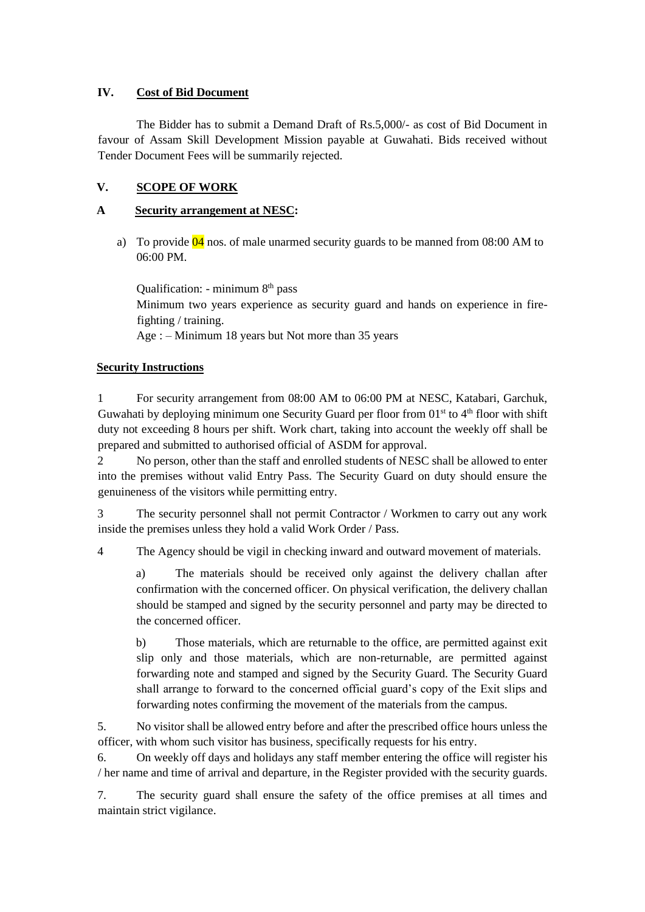## IV. Cost of Bid Document

The Bidder has to submit a Demand Draft of Rs.5,000/- as cost of Bid Document in favour of Assam Skill Development Mission payable at Guwahati. Bids received without Tender Document Fees will be summarily rejected.

## V. SCOPE OF WORK

### A Security arrangement at NESC:

a) To provide 04 nos. of male unarmed security guards to be manned from 08:00 AM to 06:00 PM.

Qualification: - minimum 8th pass
Minimum two years experience as security guard and hands on experience in fire-fighting / training.
Age : – Minimum 18 years but Not more than 35 years

**Security Instructions**

1 For security arrangement from 08:00 AM to 06:00 PM at NESC, Katabari, Garchuk, Guwahati by deploying minimum one Security Guard per floor from 01st to 4th floor with shift duty not exceeding 8 hours per shift. Work chart, taking into account the weekly off shall be prepared and submitted to authorised official of ASDM for approval.

2 No person, other than the staff and enrolled students of NESC shall be allowed to enter into the premises without valid Entry Pass. The Security Guard on duty should ensure the genuineness of the visitors while permitting entry.

3 The security personnel shall not permit Contractor / Workmen to carry out any work inside the premises unless they hold a valid Work Order / Pass.

4 The Agency should be vigil in checking inward and outward movement of materials.

a) The materials should be received only against the delivery challan after confirmation with the concerned officer. On physical verification, the delivery challan should be stamped and signed by the security personnel and party may be directed to the concerned officer.

b) Those materials, which are returnable to the office, are permitted against exit slip only and those materials, which are non-returnable, are permitted against forwarding note and stamped and signed by the Security Guard. The Security Guard shall arrange to forward to the concerned official guard's copy of the Exit slips and forwarding notes confirming the movement of the materials from the campus.

5. No visitor shall be allowed entry before and after the prescribed office hours unless the officer, with whom such visitor has business, specifically requests for his entry.

6. On weekly off days and holidays any staff member entering the office will register his / her name and time of arrival and departure, in the Register provided with the security guards.

7. The security guard shall ensure the safety of the office premises at all times and maintain strict vigilance.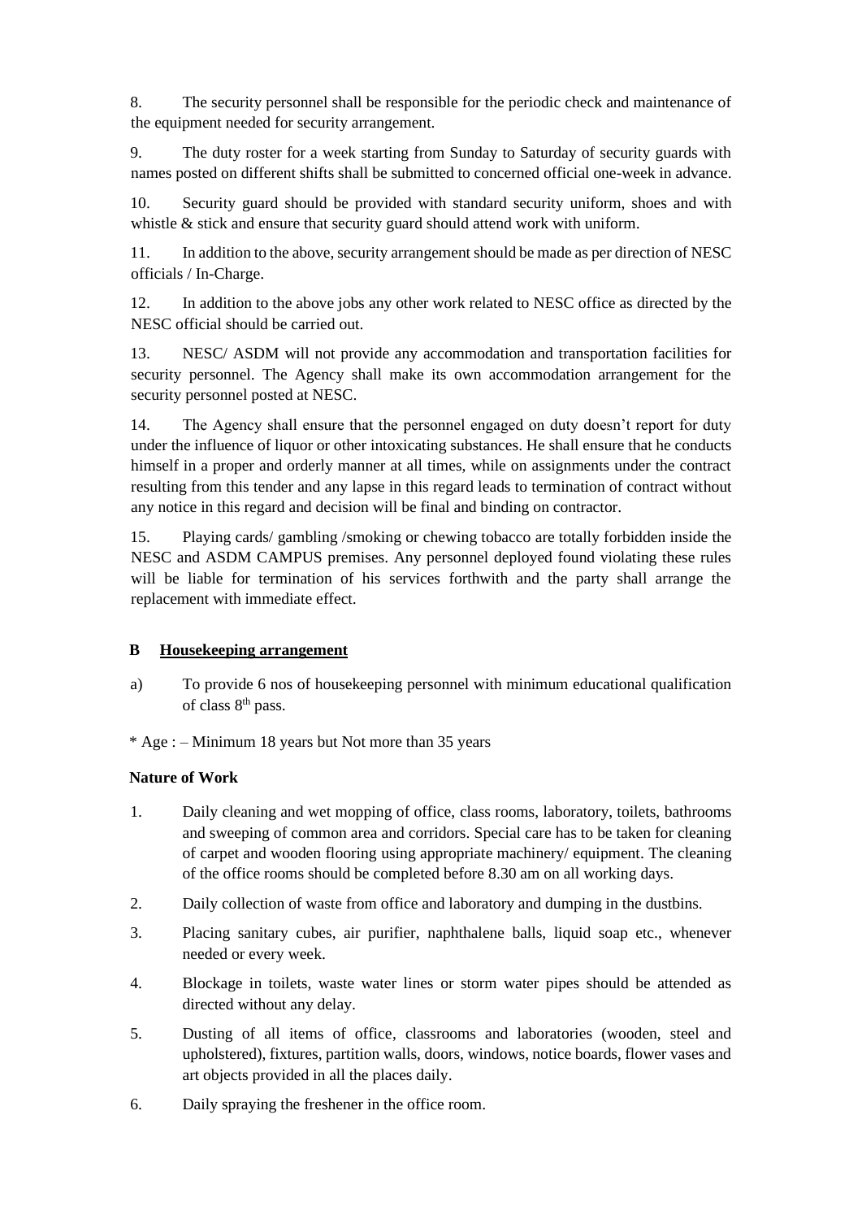8. The security personnel shall be responsible for the periodic check and maintenance of the equipment needed for security arrangement.

9. The duty roster for a week starting from Sunday to Saturday of security guards with names posted on different shifts shall be submitted to concerned official one-week in advance.

10. Security guard should be provided with standard security uniform, shoes and with whistle & stick and ensure that security guard should attend work with uniform.

11. In addition to the above, security arrangement should be made as per direction of NESC officials / In-Charge.

12. In addition to the above jobs any other work related to NESC office as directed by the NESC official should be carried out.

13. NESC/ ASDM will not provide any accommodation and transportation facilities for security personnel. The Agency shall make its own accommodation arrangement for the security personnel posted at NESC.

14. The Agency shall ensure that the personnel engaged on duty doesn't report for duty under the influence of liquor or other intoxicating substances. He shall ensure that he conducts himself in a proper and orderly manner at all times, while on assignments under the contract resulting from this tender and any lapse in this regard leads to termination of contract without any notice in this regard and decision will be final and binding on contractor.

15. Playing cards/ gambling /smoking or chewing tobacco are totally forbidden inside the NESC and ASDM CAMPUS premises. Any personnel deployed found violating these rules will be liable for termination of his services forthwith and the party shall arrange the replacement with immediate effect.

### B <u>Housekeeping arrangement</u>

a) To provide 6 nos of housekeeping personnel with minimum educational qualification of class 8th pass.

* Age : – Minimum 18 years but Not more than 35 years

**Nature of Work**

1. Daily cleaning and wet mopping of office, class rooms, laboratory, toilets, bathrooms and sweeping of common area and corridors. Special care has to be taken for cleaning of carpet and wooden flooring using appropriate machinery/ equipment. The cleaning of the office rooms should be completed before 8.30 am on all working days.

2. Daily collection of waste from office and laboratory and dumping in the dustbins.

3. Placing sanitary cubes, air purifier, naphthalene balls, liquid soap etc., whenever needed or every week.

4. Blockage in toilets, waste water lines or storm water pipes should be attended as directed without any delay.

5. Dusting of all items of office, classrooms and laboratories (wooden, steel and upholstered), fixtures, partition walls, doors, windows, notice boards, flower vases and art objects provided in all the places daily.

6. Daily spraying the freshener in the office room.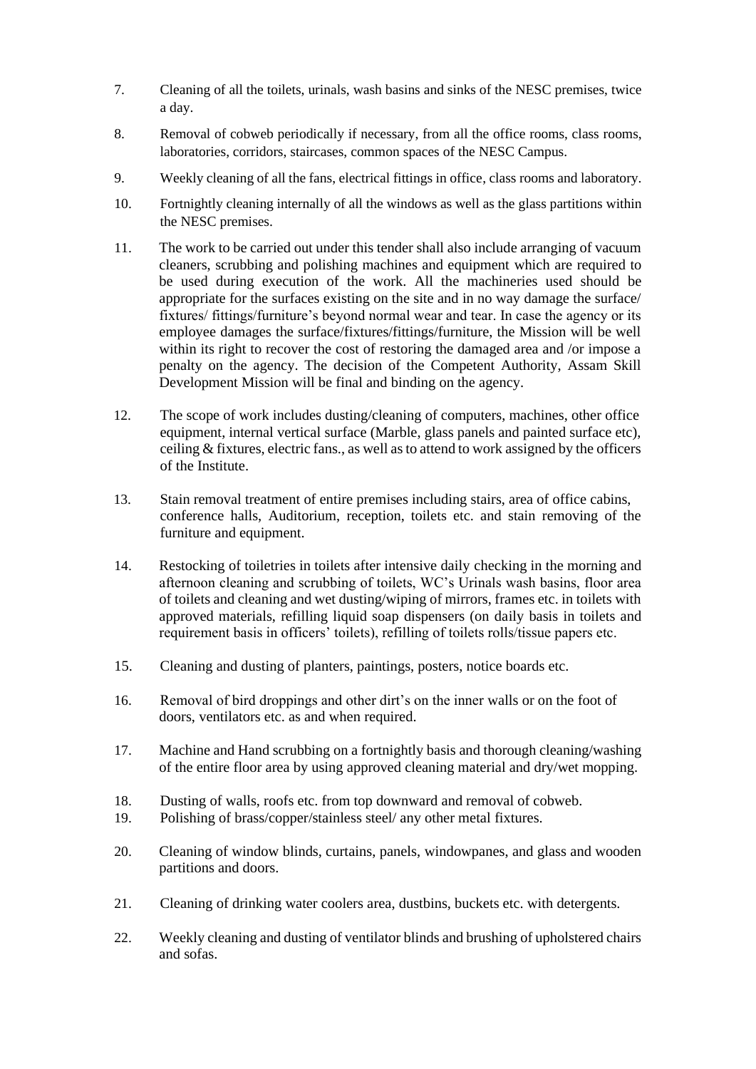7. Cleaning of all the toilets, urinals, wash basins and sinks of the NESC premises, twice a day.

8. Removal of cobweb periodically if necessary, from all the office rooms, class rooms, laboratories, corridors, staircases, common spaces of the NESC Campus.

9. Weekly cleaning of all the fans, electrical fittings in office, class rooms and laboratory.

10. Fortnightly cleaning internally of all the windows as well as the glass partitions within the NESC premises.

11. The work to be carried out under this tender shall also include arranging of vacuum cleaners, scrubbing and polishing machines and equipment which are required to be used during execution of the work. All the machineries used should be appropriate for the surfaces existing on the site and in no way damage the surface/ fixtures/ fittings/furniture's beyond normal wear and tear. In case the agency or its employee damages the surface/fixtures/fittings/furniture, the Mission will be well within its right to recover the cost of restoring the damaged area and /or impose a penalty on the agency. The decision of the Competent Authority, Assam Skill Development Mission will be final and binding on the agency.

12. The scope of work includes dusting/cleaning of computers, machines, other office equipment, internal vertical surface (Marble, glass panels and painted surface etc), ceiling & fixtures, electric fans., as well as to attend to work assigned by the officers of the Institute.

13. Stain removal treatment of entire premises including stairs, area of office cabins, conference halls, Auditorium, reception, toilets etc. and stain removing of the furniture and equipment.

14. Restocking of toiletries in toilets after intensive daily checking in the morning and afternoon cleaning and scrubbing of toilets, WC's Urinals wash basins, floor area of toilets and cleaning and wet dusting/wiping of mirrors, frames etc. in toilets with approved materials, refilling liquid soap dispensers (on daily basis in toilets and requirement basis in officers' toilets), refilling of toilets rolls/tissue papers etc.

15. Cleaning and dusting of planters, paintings, posters, notice boards etc.

16. Removal of bird droppings and other dirt's on the inner walls or on the foot of doors, ventilators etc. as and when required.

17. Machine and Hand scrubbing on a fortnightly basis and thorough cleaning/washing of the entire floor area by using approved cleaning material and dry/wet mopping.

18. Dusting of walls, roofs etc. from top downward and removal of cobweb.

19. Polishing of brass/copper/stainless steel/ any other metal fixtures.

20. Cleaning of window blinds, curtains, panels, windowpanes, and glass and wooden partitions and doors.

21. Cleaning of drinking water coolers area, dustbins, buckets etc. with detergents.

22. Weekly cleaning and dusting of ventilator blinds and brushing of upholstered chairs and sofas.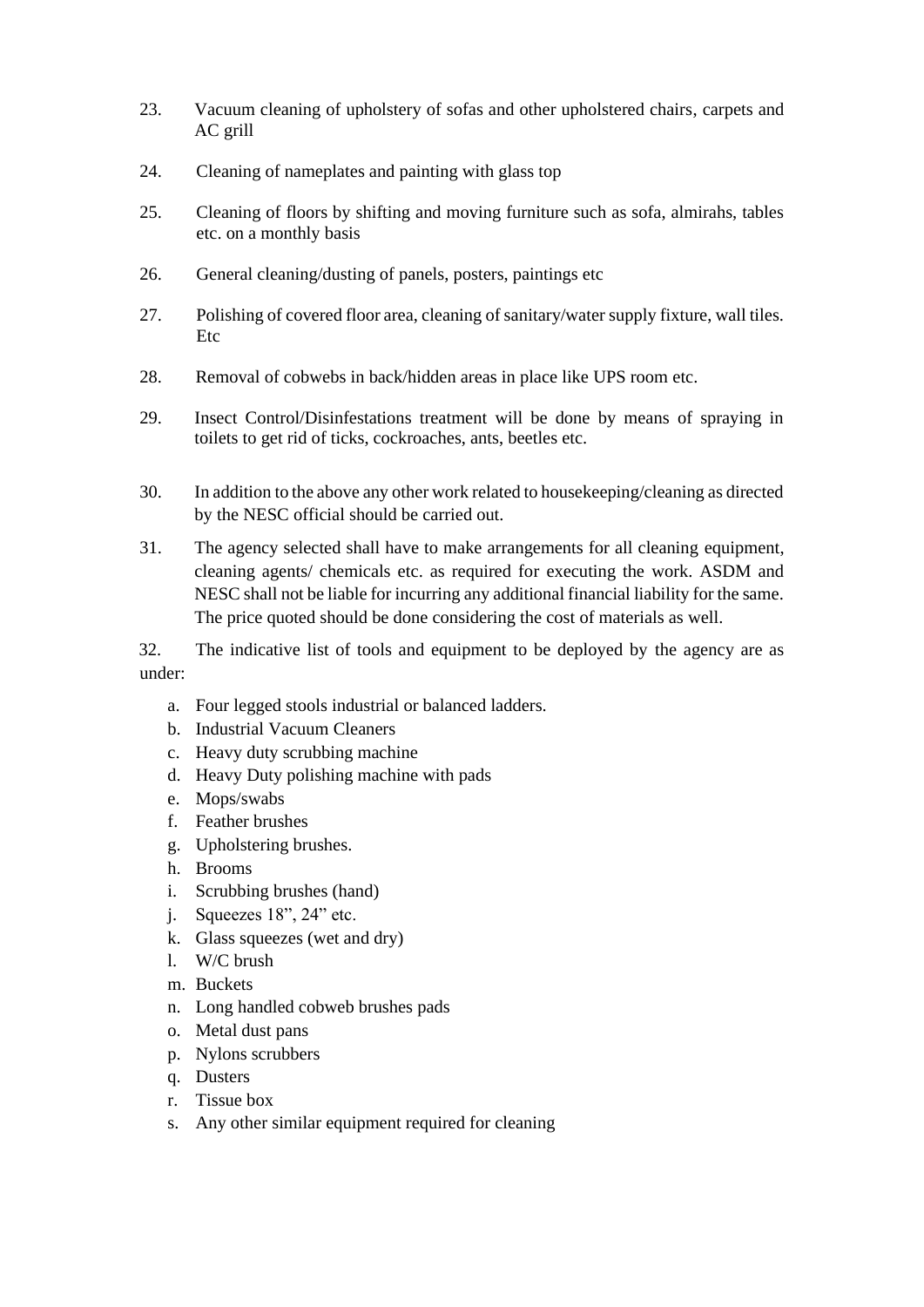23. Vacuum cleaning of upholstery of sofas and other upholstered chairs, carpets and AC grill

24. Cleaning of nameplates and painting with glass top

25. Cleaning of floors by shifting and moving furniture such as sofa, almirahs, tables etc. on a monthly basis

26. General cleaning/dusting of panels, posters, paintings etc

27. Polishing of covered floor area, cleaning of sanitary/water supply fixture, wall tiles. Etc

28. Removal of cobwebs in back/hidden areas in place like UPS room etc.

29. Insect Control/Disinfestations treatment will be done by means of spraying in toilets to get rid of ticks, cockroaches, ants, beetles etc.

30. In addition to the above any other work related to housekeeping/cleaning as directed by the NESC official should be carried out.

31. The agency selected shall have to make arrangements for all cleaning equipment, cleaning agents/ chemicals etc. as required for executing the work. ASDM and NESC shall not be liable for incurring any additional financial liability for the same. The price quoted should be done considering the cost of materials as well.

32. The indicative list of tools and equipment to be deployed by the agency are as under:

  a. Four legged stools industrial or balanced ladders.
  b. Industrial Vacuum Cleaners
  c. Heavy duty scrubbing machine
  d. Heavy Duty polishing machine with pads
  e. Mops/swabs
  f. Feather brushes
  g. Upholstering brushes.
  h. Brooms
  i. Scrubbing brushes (hand)
  j. Squeezes 18", 24" etc.
  k. Glass squeezes (wet and dry)
  l. W/C brush
  m. Buckets
  n. Long handled cobweb brushes pads
  o. Metal dust pans
  p. Nylons scrubbers
  q. Dusters
  r. Tissue box
  s. Any other similar equipment required for cleaning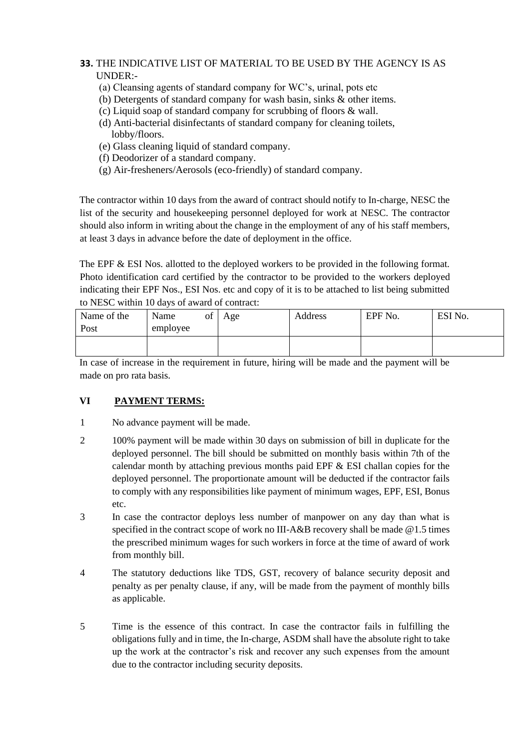**33.** THE INDICATIVE LIST OF MATERIAL TO BE USED BY THE AGENCY IS AS UNDER:-

(a) Cleansing agents of standard company for WC's, urinal, pots etc

(b) Detergents of standard company for wash basin, sinks & other items.

(c) Liquid soap of standard company for scrubbing of floors & wall.

(d) Anti-bacterial disinfectants of standard company for cleaning toilets, lobby/floors.

(e) Glass cleaning liquid of standard company.

(f) Deodorizer of a standard company.

(g) Air-fresheners/Aerosols (eco-friendly) of standard company.

The contractor within 10 days from the award of contract should notify to In-charge, NESC the list of the security and housekeeping personnel deployed for work at NESC. The contractor should also inform in writing about the change in the employment of any of his staff members, at least 3 days in advance before the date of deployment in the office.

The EPF & ESI Nos. allotted to the deployed workers to be provided in the following format. Photo identification card certified by the contractor to be provided to the workers deployed indicating their EPF Nos., ESI Nos. etc and copy of it is to be attached to list being submitted to NESC within 10 days of award of contract:

| Name of the Post | Name of employee | Age | Address | EPF No. | ESI No. |
|---|---|---|---|---|---|
| | | | | | |

In case of increase in the requirement in future, hiring will be made and the payment will be made on pro rata basis.

## VI PAYMENT TERMS:

1. No advance payment will be made.

2. 100% payment will be made within 30 days on submission of bill in duplicate for the deployed personnel. The bill should be submitted on monthly basis within 7th of the calendar month by attaching previous months paid EPF & ESI challan copies for the deployed personnel. The proportionate amount will be deducted if the contractor fails to comply with any responsibilities like payment of minimum wages, EPF, ESI, Bonus etc.

3. In case the contractor deploys less number of manpower on any day than what is specified in the contract scope of work no III-A&B recovery shall be made @1.5 times the prescribed minimum wages for such workers in force at the time of award of work from monthly bill.

4. The statutory deductions like TDS, GST, recovery of balance security deposit and penalty as per penalty clause, if any, will be made from the payment of monthly bills as applicable.

5. Time is the essence of this contract. In case the contractor fails in fulfilling the obligations fully and in time, the In-charge, ASDM shall have the absolute right to take up the work at the contractor's risk and recover any such expenses from the amount due to the contractor including security deposits.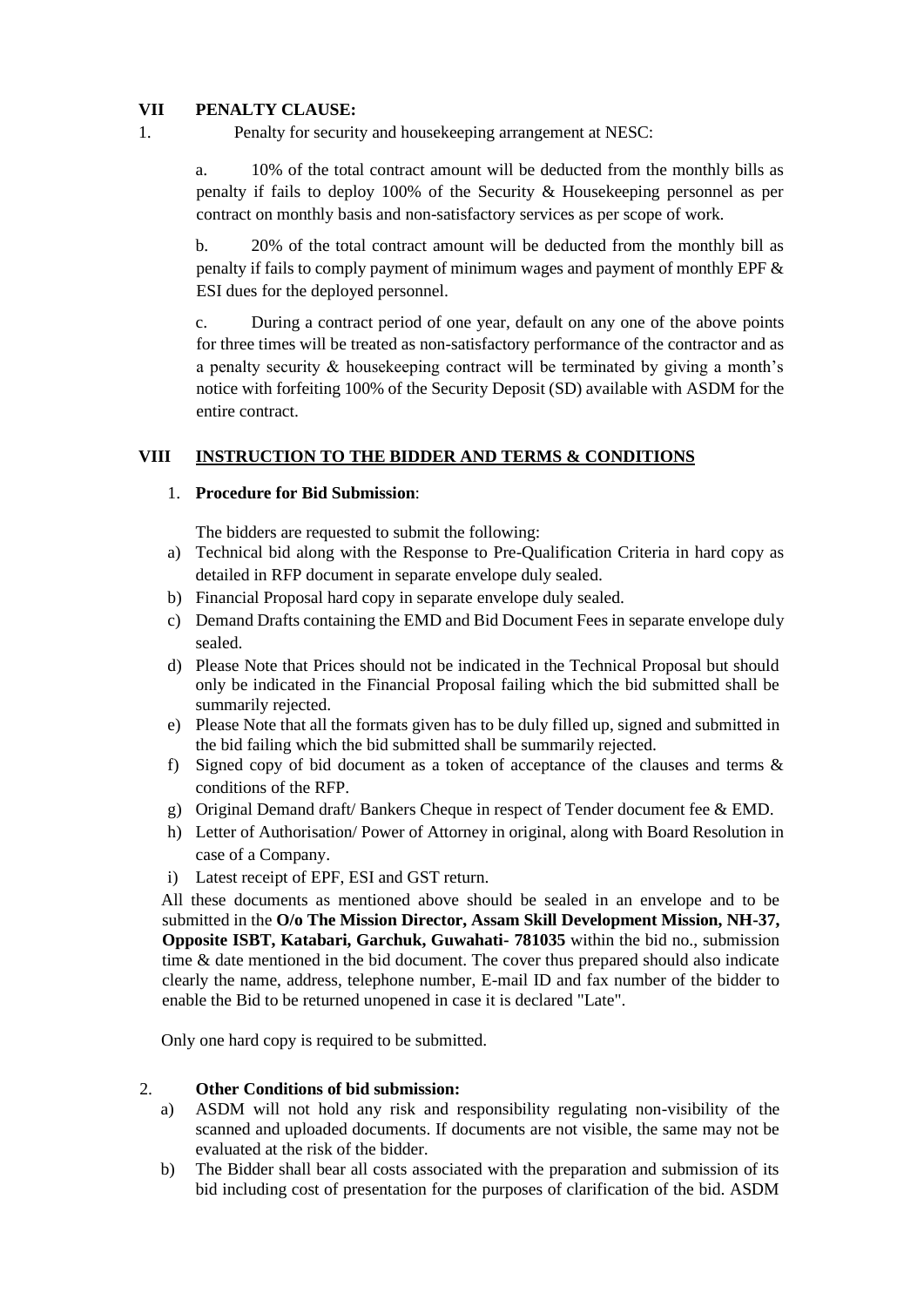## VII PENALTY CLAUSE:

1. Penalty for security and housekeeping arrangement at NESC:

   a. 10% of the total contract amount will be deducted from the monthly bills as penalty if fails to deploy 100% of the Security & Housekeeping personnel as per contract on monthly basis and non-satisfactory services as per scope of work.

   b. 20% of the total contract amount will be deducted from the monthly bill as penalty if fails to comply payment of minimum wages and payment of monthly EPF & ESI dues for the deployed personnel.

   c. During a contract period of one year, default on any one of the above points for three times will be treated as non-satisfactory performance of the contractor and as a penalty security & housekeeping contract will be terminated by giving a month's notice with forfeiting 100% of the Security Deposit (SD) available with ASDM for the entire contract.

## VIII INSTRUCTION TO THE BIDDER AND TERMS & CONDITIONS

1. **Procedure for Bid Submission**:

   The bidders are requested to submit the following:

   a) Technical bid along with the Response to Pre-Qualification Criteria in hard copy as detailed in RFP document in separate envelope duly sealed.
   b) Financial Proposal hard copy in separate envelope duly sealed.
   c) Demand Drafts containing the EMD and Bid Document Fees in separate envelope duly sealed.
   d) Please Note that Prices should not be indicated in the Technical Proposal but should only be indicated in the Financial Proposal failing which the bid submitted shall be summarily rejected.
   e) Please Note that all the formats given has to be duly filled up, signed and submitted in the bid failing which the bid submitted shall be summarily rejected.
   f) Signed copy of bid document as a token of acceptance of the clauses and terms & conditions of the RFP.
   g) Original Demand draft/ Bankers Cheque in respect of Tender document fee & EMD.
   h) Letter of Authorisation/ Power of Attorney in original, along with Board Resolution in case of a Company.
   i) Latest receipt of EPF, ESI and GST return.

   All these documents as mentioned above should be sealed in an envelope and to be submitted in the **O/o The Mission Director, Assam Skill Development Mission, NH-37, Opposite ISBT, Katabari, Garchuk, Guwahati- 781035** within the bid no., submission time & date mentioned in the bid document. The cover thus prepared should also indicate clearly the name, address, telephone number, E-mail ID and fax number of the bidder to enable the Bid to be returned unopened in case it is declared "Late".

   Only one hard copy is required to be submitted.

2. **Other Conditions of bid submission:**

   a) ASDM will not hold any risk and responsibility regulating non-visibility of the scanned and uploaded documents. If documents are not visible, the same may not be evaluated at the risk of the bidder.
   b) The Bidder shall bear all costs associated with the preparation and submission of its bid including cost of presentation for the purposes of clarification of the bid. ASDM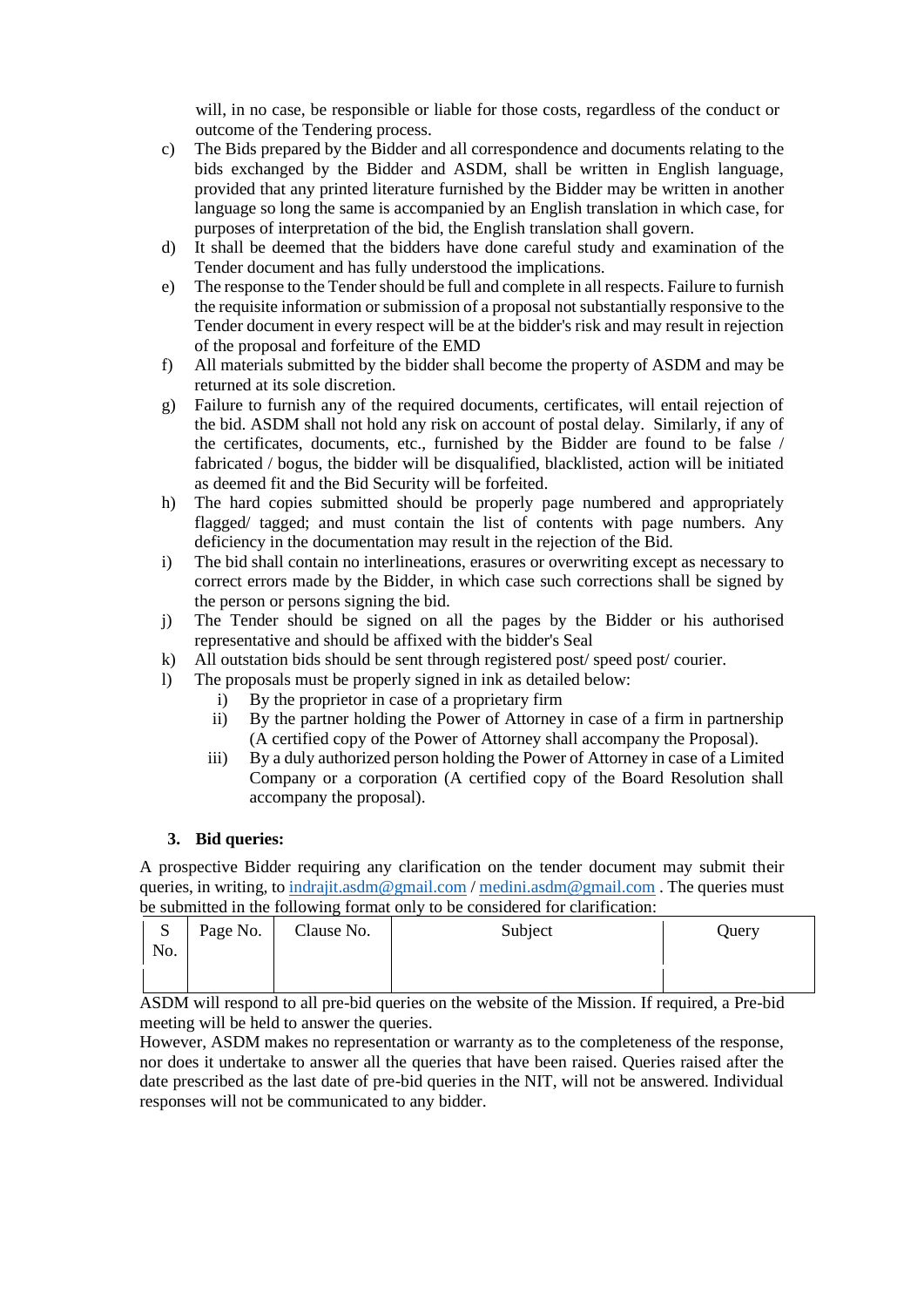will, in no case, be responsible or liable for those costs, regardless of the conduct or outcome of the Tendering process.

c) The Bids prepared by the Bidder and all correspondence and documents relating to the bids exchanged by the Bidder and ASDM, shall be written in English language, provided that any printed literature furnished by the Bidder may be written in another language so long the same is accompanied by an English translation in which case, for purposes of interpretation of the bid, the English translation shall govern.
d) It shall be deemed that the bidders have done careful study and examination of the Tender document and has fully understood the implications.
e) The response to the Tender should be full and complete in all respects. Failure to furnish the requisite information or submission of a proposal not substantially responsive to the Tender document in every respect will be at the bidder's risk and may result in rejection of the proposal and forfeiture of the EMD
f) All materials submitted by the bidder shall become the property of ASDM and may be returned at its sole discretion.
g) Failure to furnish any of the required documents, certificates, will entail rejection of the bid. ASDM shall not hold any risk on account of postal delay. Similarly, if any of the certificates, documents, etc., furnished by the Bidder are found to be false / fabricated / bogus, the bidder will be disqualified, blacklisted, action will be initiated as deemed fit and the Bid Security will be forfeited.
h) The hard copies submitted should be properly page numbered and appropriately flagged/ tagged; and must contain the list of contents with page numbers. Any deficiency in the documentation may result in the rejection of the Bid.
i) The bid shall contain no interlineations, erasures or overwriting except as necessary to correct errors made by the Bidder, in which case such corrections shall be signed by the person or persons signing the bid.
j) The Tender should be signed on all the pages by the Bidder or his authorised representative and should be affixed with the bidder's Seal
k) All outstation bids should be sent through registered post/ speed post/ courier.
l) The proposals must be properly signed in ink as detailed below:
   i) By the proprietor in case of a proprietary firm
   ii) By the partner holding the Power of Attorney in case of a firm in partnership (A certified copy of the Power of Attorney shall accompany the Proposal).
   iii) By a duly authorized person holding the Power of Attorney in case of a Limited Company or a corporation (A certified copy of the Board Resolution shall accompany the proposal).

### 3. Bid queries:

A prospective Bidder requiring any clarification on the tender document may submit their queries, in writing, to indrajit.asdm@gmail.com / medini.asdm@gmail.com . The queries must be submitted in the following format only to be considered for clarification:

| S No. | Page No. | Clause No. | Subject | Query |
|---|---|---|---|---|
| | | | | |

ASDM will respond to all pre-bid queries on the website of the Mission. If required, a Pre-bid meeting will be held to answer the queries.

However, ASDM makes no representation or warranty as to the completeness of the response, nor does it undertake to answer all the queries that have been raised. Queries raised after the date prescribed as the last date of pre-bid queries in the NIT, will not be answered. Individual responses will not be communicated to any bidder.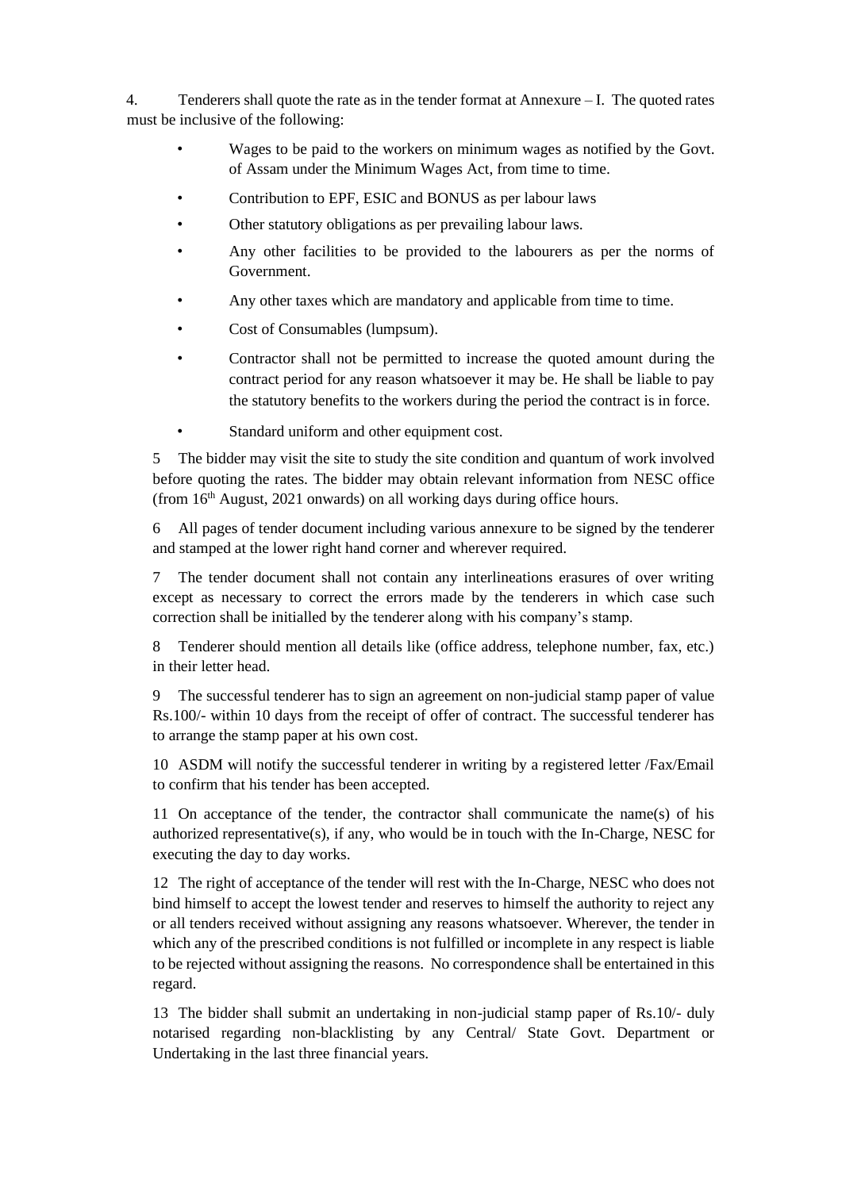4. Tenderers shall quote the rate as in the tender format at Annexure – I. The quoted rates must be inclusive of the following:

- Wages to be paid to the workers on minimum wages as notified by the Govt. of Assam under the Minimum Wages Act, from time to time.
- Contribution to EPF, ESIC and BONUS as per labour laws
- Other statutory obligations as per prevailing labour laws.
- Any other facilities to be provided to the labourers as per the norms of Government.
- Any other taxes which are mandatory and applicable from time to time.
- Cost of Consumables (lumpsum).
- Contractor shall not be permitted to increase the quoted amount during the contract period for any reason whatsoever it may be. He shall be liable to pay the statutory benefits to the workers during the period the contract is in force.
- Standard uniform and other equipment cost.

5 The bidder may visit the site to study the site condition and quantum of work involved before quoting the rates. The bidder may obtain relevant information from NESC office (from 16th August, 2021 onwards) on all working days during office hours.

6 All pages of tender document including various annexure to be signed by the tenderer and stamped at the lower right hand corner and wherever required.

7 The tender document shall not contain any interlineations erasures of over writing except as necessary to correct the errors made by the tenderers in which case such correction shall be initialled by the tenderer along with his company's stamp.

8 Tenderer should mention all details like (office address, telephone number, fax, etc.) in their letter head.

9 The successful tenderer has to sign an agreement on non-judicial stamp paper of value Rs.100/- within 10 days from the receipt of offer of contract. The successful tenderer has to arrange the stamp paper at his own cost.

10 ASDM will notify the successful tenderer in writing by a registered letter /Fax/Email to confirm that his tender has been accepted.

11 On acceptance of the tender, the contractor shall communicate the name(s) of his authorized representative(s), if any, who would be in touch with the In-Charge, NESC for executing the day to day works.

12 The right of acceptance of the tender will rest with the In-Charge, NESC who does not bind himself to accept the lowest tender and reserves to himself the authority to reject any or all tenders received without assigning any reasons whatsoever. Wherever, the tender in which any of the prescribed conditions is not fulfilled or incomplete in any respect is liable to be rejected without assigning the reasons. No correspondence shall be entertained in this regard.

13 The bidder shall submit an undertaking in non-judicial stamp paper of Rs.10/- duly notarised regarding non-blacklisting by any Central/ State Govt. Department or Undertaking in the last three financial years.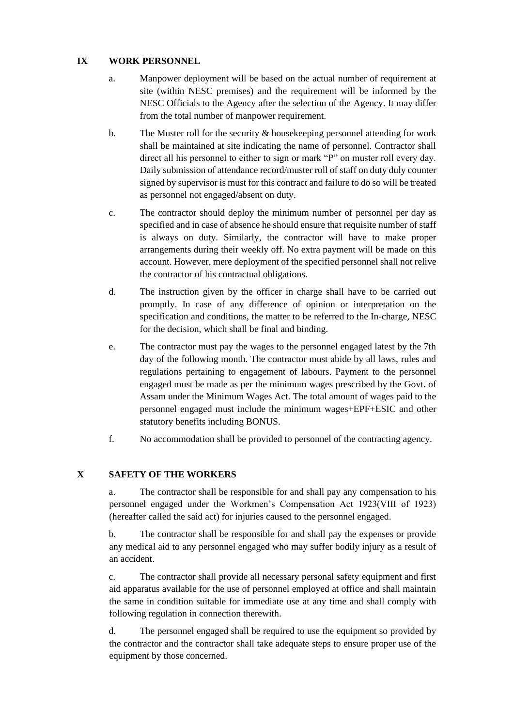## IX WORK PERSONNEL

a. Manpower deployment will be based on the actual number of requirement at site (within NESC premises) and the requirement will be informed by the NESC Officials to the Agency after the selection of the Agency. It may differ from the total number of manpower requirement.

b. The Muster roll for the security & housekeeping personnel attending for work shall be maintained at site indicating the name of personnel. Contractor shall direct all his personnel to either to sign or mark "P" on muster roll every day. Daily submission of attendance record/muster roll of staff on duty duly counter signed by supervisor is must for this contract and failure to do so will be treated as personnel not engaged/absent on duty.

c. The contractor should deploy the minimum number of personnel per day as specified and in case of absence he should ensure that requisite number of staff is always on duty. Similarly, the contractor will have to make proper arrangements during their weekly off. No extra payment will be made on this account. However, mere deployment of the specified personnel shall not relive the contractor of his contractual obligations.

d. The instruction given by the officer in charge shall have to be carried out promptly. In case of any difference of opinion or interpretation on the specification and conditions, the matter to be referred to the In-charge, NESC for the decision, which shall be final and binding.

e. The contractor must pay the wages to the personnel engaged latest by the 7th day of the following month. The contractor must abide by all laws, rules and regulations pertaining to engagement of labours. Payment to the personnel engaged must be made as per the minimum wages prescribed by the Govt. of Assam under the Minimum Wages Act. The total amount of wages paid to the personnel engaged must include the minimum wages+EPF+ESIC and other statutory benefits including BONUS.

f. No accommodation shall be provided to personnel of the contracting agency.

## X SAFETY OF THE WORKERS

a. The contractor shall be responsible for and shall pay any compensation to his personnel engaged under the Workmen's Compensation Act 1923(VIII of 1923) (hereafter called the said act) for injuries caused to the personnel engaged.

b. The contractor shall be responsible for and shall pay the expenses or provide any medical aid to any personnel engaged who may suffer bodily injury as a result of an accident.

c. The contractor shall provide all necessary personal safety equipment and first aid apparatus available for the use of personnel employed at office and shall maintain the same in condition suitable for immediate use at any time and shall comply with following regulation in connection therewith.

d. The personnel engaged shall be required to use the equipment so provided by the contractor and the contractor shall take adequate steps to ensure proper use of the equipment by those concerned.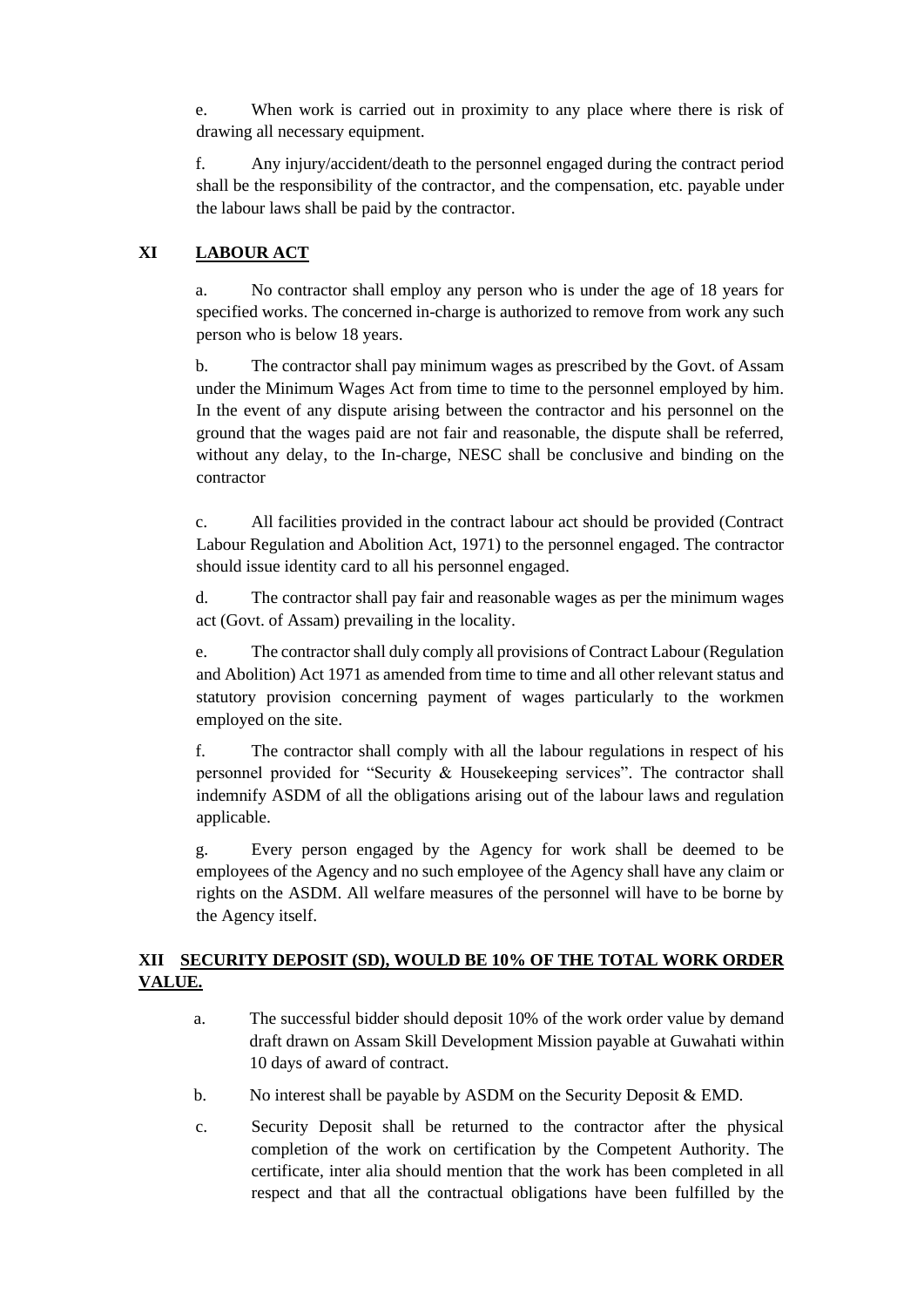e. When work is carried out in proximity to any place where there is risk of drawing all necessary equipment.

f. Any injury/accident/death to the personnel engaged during the contract period shall be the responsibility of the contractor, and the compensation, etc. payable under the labour laws shall be paid by the contractor.

## XI LABOUR ACT

a. No contractor shall employ any person who is under the age of 18 years for specified works. The concerned in-charge is authorized to remove from work any such person who is below 18 years.

b. The contractor shall pay minimum wages as prescribed by the Govt. of Assam under the Minimum Wages Act from time to time to the personnel employed by him. In the event of any dispute arising between the contractor and his personnel on the ground that the wages paid are not fair and reasonable, the dispute shall be referred, without any delay, to the In-charge, NESC shall be conclusive and binding on the contractor

c. All facilities provided in the contract labour act should be provided (Contract Labour Regulation and Abolition Act, 1971) to the personnel engaged. The contractor should issue identity card to all his personnel engaged.

d. The contractor shall pay fair and reasonable wages as per the minimum wages act (Govt. of Assam) prevailing in the locality.

e. The contractor shall duly comply all provisions of Contract Labour (Regulation and Abolition) Act 1971 as amended from time to time and all other relevant status and statutory provision concerning payment of wages particularly to the workmen employed on the site.

f. The contractor shall comply with all the labour regulations in respect of his personnel provided for "Security & Housekeeping services". The contractor shall indemnify ASDM of all the obligations arising out of the labour laws and regulation applicable.

g. Every person engaged by the Agency for work shall be deemed to be employees of the Agency and no such employee of the Agency shall have any claim or rights on the ASDM. All welfare measures of the personnel will have to be borne by the Agency itself.

## XII SECURITY DEPOSIT (SD), WOULD BE 10% OF THE TOTAL WORK ORDER VALUE.

a. The successful bidder should deposit 10% of the work order value by demand draft drawn on Assam Skill Development Mission payable at Guwahati within 10 days of award of contract.

b. No interest shall be payable by ASDM on the Security Deposit & EMD.

c. Security Deposit shall be returned to the contractor after the physical completion of the work on certification by the Competent Authority. The certificate, inter alia should mention that the work has been completed in all respect and that all the contractual obligations have been fulfilled by the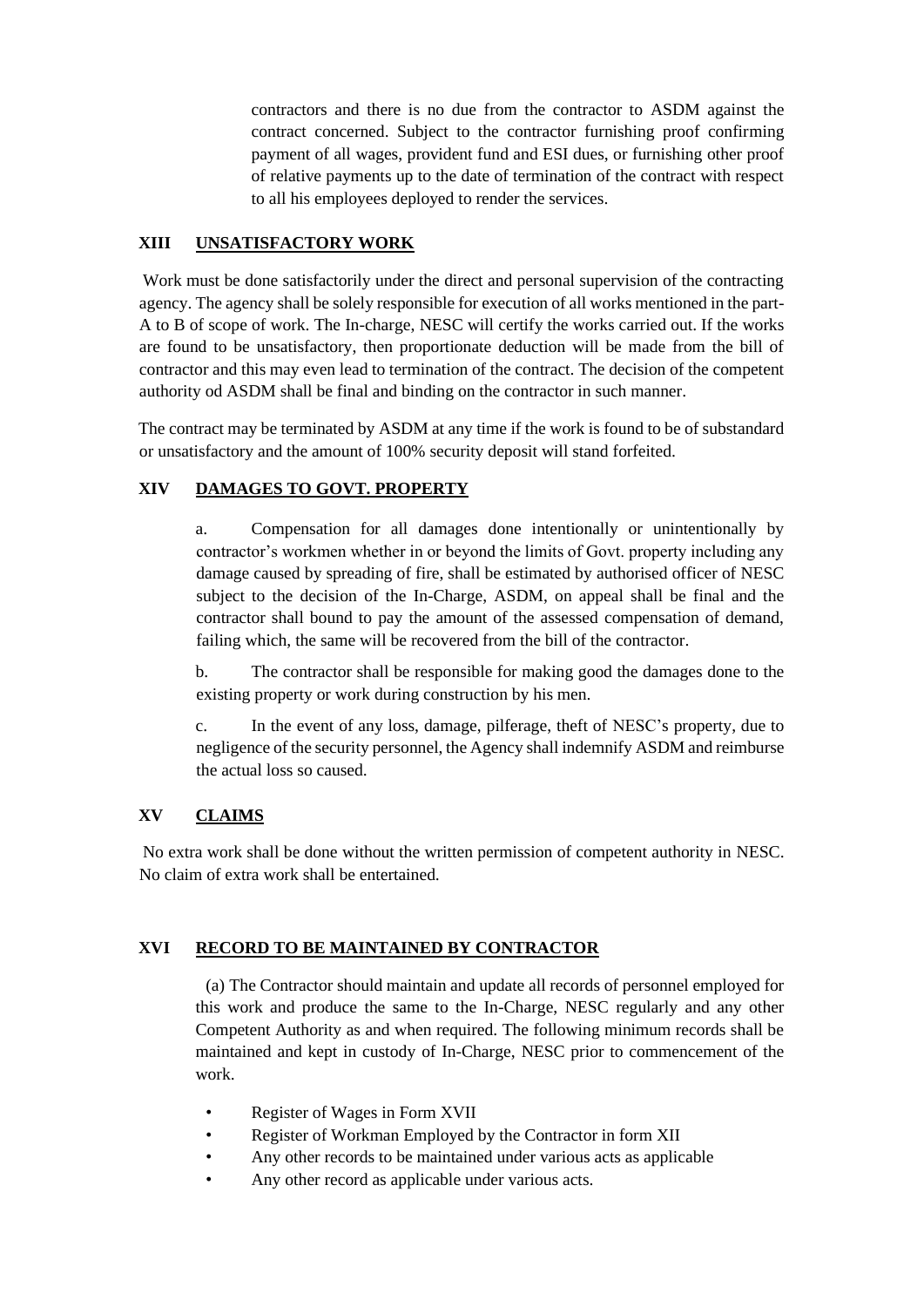contractors and there is no due from the contractor to ASDM against the contract concerned. Subject to the contractor furnishing proof confirming payment of all wages, provident fund and ESI dues, or furnishing other proof of relative payments up to the date of termination of the contract with respect to all his employees deployed to render the services.

## XIII UNSATISFACTORY WORK

Work must be done satisfactorily under the direct and personal supervision of the contracting agency. The agency shall be solely responsible for execution of all works mentioned in the part-A to B of scope of work. The In-charge, NESC will certify the works carried out. If the works are found to be unsatisfactory, then proportionate deduction will be made from the bill of contractor and this may even lead to termination of the contract. The decision of the competent authority od ASDM shall be final and binding on the contractor in such manner.

The contract may be terminated by ASDM at any time if the work is found to be of substandard or unsatisfactory and the amount of 100% security deposit will stand forfeited.

## XIV DAMAGES TO GOVT. PROPERTY

a. Compensation for all damages done intentionally or unintentionally by contractor's workmen whether in or beyond the limits of Govt. property including any damage caused by spreading of fire, shall be estimated by authorised officer of NESC subject to the decision of the In-Charge, ASDM, on appeal shall be final and the contractor shall bound to pay the amount of the assessed compensation of demand, failing which, the same will be recovered from the bill of the contractor.

b. The contractor shall be responsible for making good the damages done to the existing property or work during construction by his men.

c. In the event of any loss, damage, pilferage, theft of NESC's property, due to negligence of the security personnel, the Agency shall indemnify ASDM and reimburse the actual loss so caused.

## XV CLAIMS

No extra work shall be done without the written permission of competent authority in NESC. No claim of extra work shall be entertained.

## XVI RECORD TO BE MAINTAINED BY CONTRACTOR

(a) The Contractor should maintain and update all records of personnel employed for this work and produce the same to the In-Charge, NESC regularly and any other Competent Authority as and when required. The following minimum records shall be maintained and kept in custody of In-Charge, NESC prior to commencement of the work.

- Register of Wages in Form XVII
- Register of Workman Employed by the Contractor in form XII
- Any other records to be maintained under various acts as applicable
- Any other record as applicable under various acts.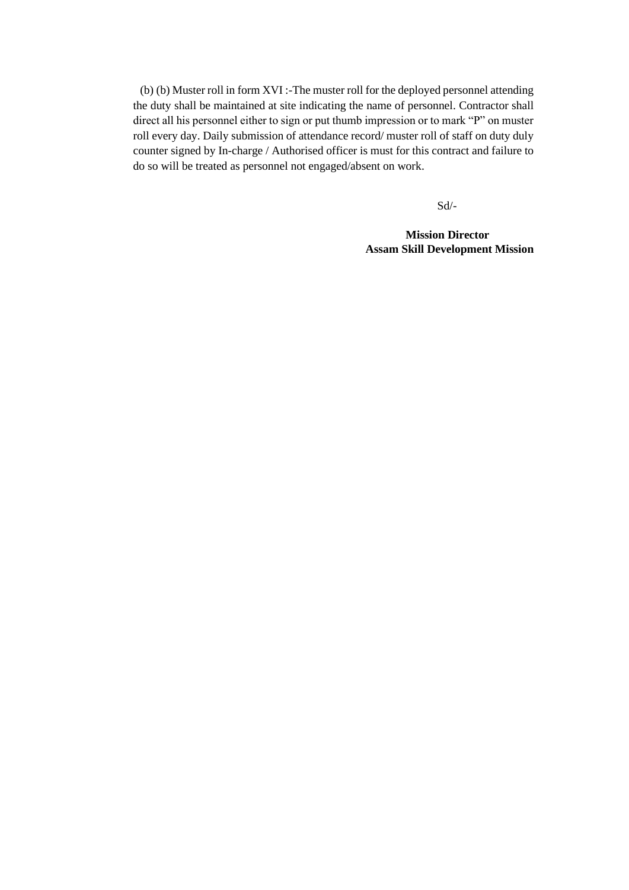(b) (b) Muster roll in form XVI :-The muster roll for the deployed personnel attending the duty shall be maintained at site indicating the name of personnel. Contractor shall direct all his personnel either to sign or put thumb impression or to mark "P" on muster roll every day. Daily submission of attendance record/ muster roll of staff on duty duly counter signed by In-charge / Authorised officer is must for this contract and failure to do so will be treated as personnel not engaged/absent on work.

Sd/-

**Mission Director**
**Assam Skill Development Mission**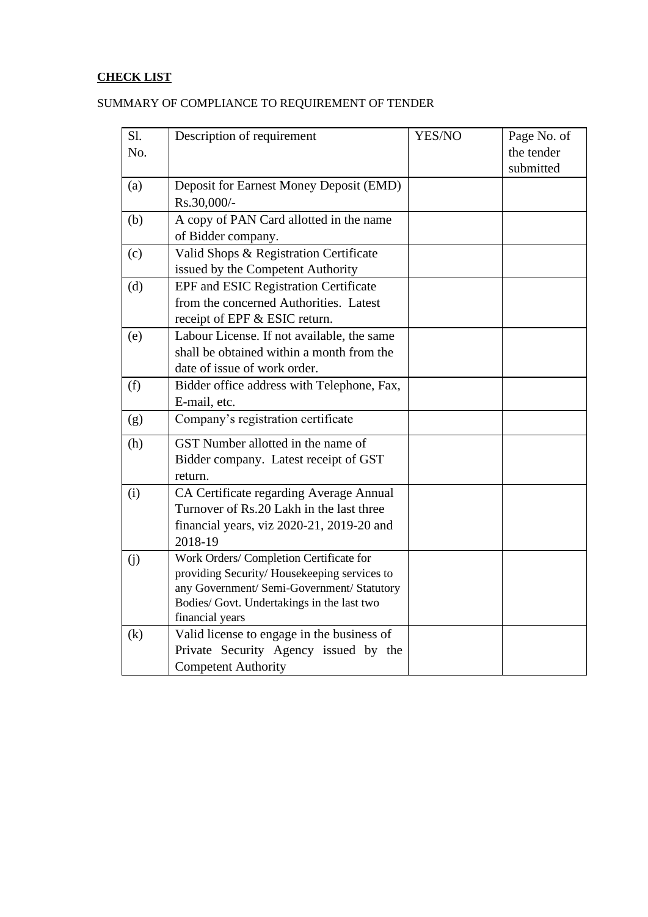**CHECK LIST**

SUMMARY OF COMPLIANCE TO REQUIREMENT OF TENDER

| Sl. No. | Description of requirement | YES/NO | Page No. of the tender submitted |
|---|---|---|---|
| (a) | Deposit for Earnest Money Deposit (EMD) Rs.30,000/- | | |
| (b) | A copy of PAN Card allotted in the name of Bidder company. | | |
| (c) | Valid Shops & Registration Certificate issued by the Competent Authority | | |
| (d) | EPF and ESIC Registration Certificate from the concerned Authorities. Latest receipt of EPF & ESIC return. | | |
| (e) | Labour License. If not available, the same shall be obtained within a month from the date of issue of work order. | | |
| (f) | Bidder office address with Telephone, Fax, E-mail, etc. | | |
| (g) | Company's registration certificate | | |
| (h) | GST Number allotted in the name of Bidder company. Latest receipt of GST return. | | |
| (i) | CA Certificate regarding Average Annual Turnover of Rs.20 Lakh in the last three financial years, viz 2020-21, 2019-20 and 2018-19 | | |
| (j) | Work Orders/ Completion Certificate for providing Security/ Housekeeping services to any Government/ Semi-Government/ Statutory Bodies/ Govt. Undertakings in the last two financial years | | |
| (k) | Valid license to engage in the business of Private Security Agency issued by the Competent Authority | | |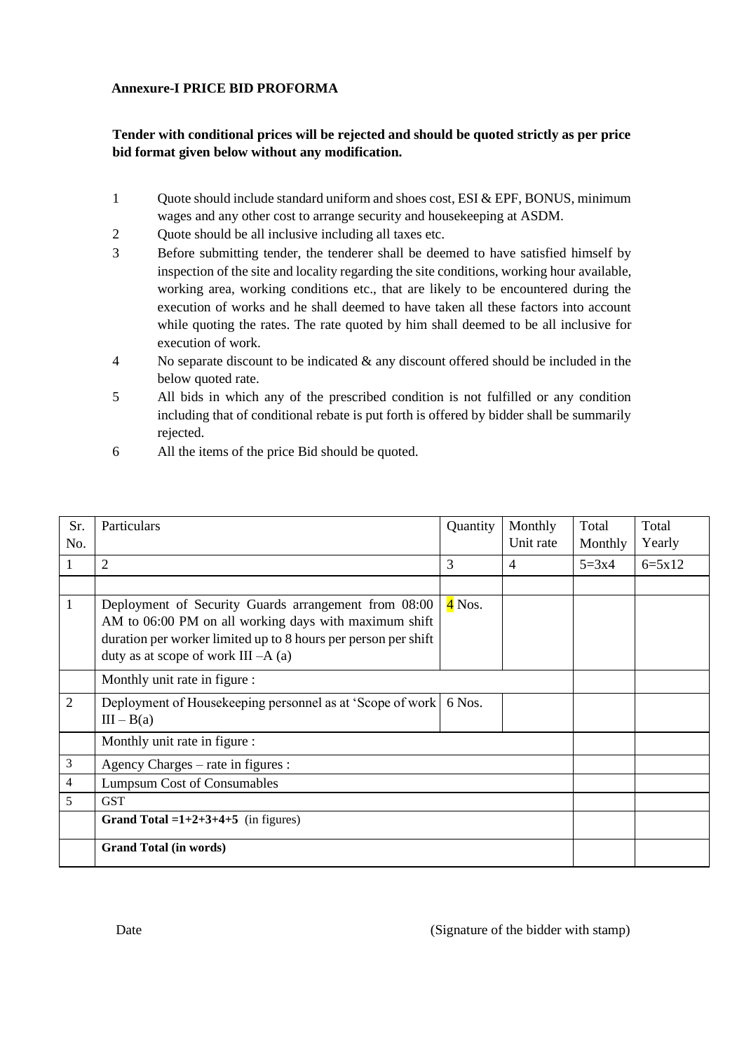**Annexure-I PRICE BID PROFORMA**

**Tender with conditional prices will be rejected and should be quoted strictly as per price bid format given below without any modification.**

1. Quote should include standard uniform and shoes cost, ESI & EPF, BONUS, minimum wages and any other cost to arrange security and housekeeping at ASDM.
2. Quote should be all inclusive including all taxes etc.
3. Before submitting tender, the tenderer shall be deemed to have satisfied himself by inspection of the site and locality regarding the site conditions, working hour available, working area, working conditions etc., that are likely to be encountered during the execution of works and he shall deemed to have taken all these factors into account while quoting the rates. The rate quoted by him shall deemed to be all inclusive for execution of work.
4. No separate discount to be indicated & any discount offered should be included in the below quoted rate.
5. All bids in which any of the prescribed condition is not fulfilled or any condition including that of conditional rebate is put forth is offered by bidder shall be summarily rejected.
6. All the items of the price Bid should be quoted.

| Sr. No. | Particulars | Quantity | Monthly Unit rate | Total Monthly | Total Yearly |
|---|---|---|---|---|---|
| 1 | 2 | 3 | 4 | 5=3x4 | 6=5x12 |
| | | | | | |
| 1 | Deployment of Security Guards arrangement from 08:00 AM to 06:00 PM on all working days with maximum shift duration per worker limited up to 8 hours per person per shift duty as at scope of work III –A (a) | 4 Nos. | | | |
| | Monthly unit rate in figure : | | | | |
| 2 | Deployment of Housekeeping personnel as at 'Scope of work III – B(a) | 6 Nos. | | | |
| | Monthly unit rate in figure : | | | | |
| 3 | Agency Charges – rate in figures : | | | | |
| 4 | Lumpsum Cost of Consumables | | | | |
| 5 | GST | | | | |
| | **Grand Total =1+2+3+4+5** (in figures) | | | | |
| | **Grand Total (in words)** | | | | |

Date

(Signature of the bidder with stamp)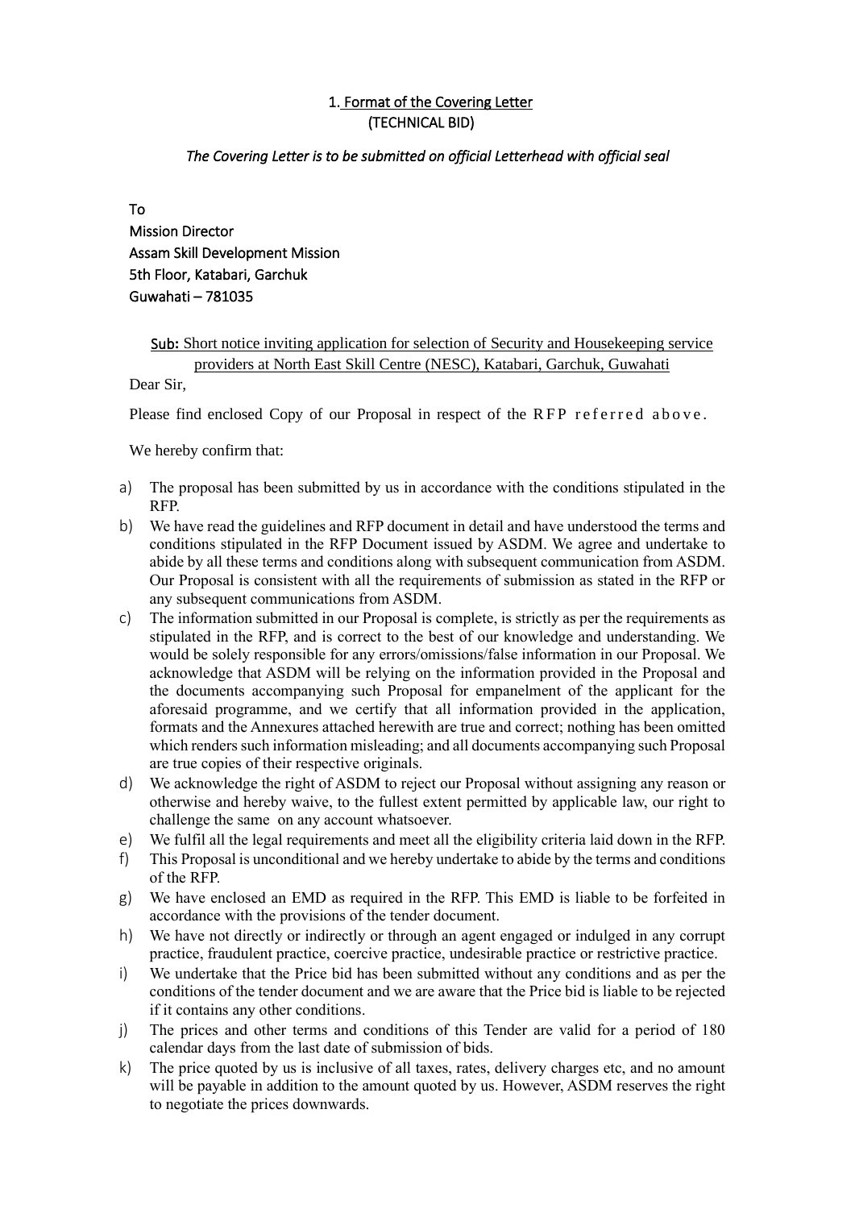## 1. Format of the Covering Letter
## (TECHNICAL BID)

*The Covering Letter is to be submitted on official Letterhead with official seal*

To
Mission Director
Assam Skill Development Mission
5th Floor, Katabari, Garchuk
Guwahati – 781035

Sub: Short notice inviting application for selection of Security and Housekeeping service providers at North East Skill Centre (NESC), Katabari, Garchuk, Guwahati

Dear Sir,

Please find enclosed Copy of our Proposal in respect of the RFP referred above.

We hereby confirm that:

a) The proposal has been submitted by us in accordance with the conditions stipulated in the RFP.

b) We have read the guidelines and RFP document in detail and have understood the terms and conditions stipulated in the RFP Document issued by ASDM. We agree and undertake to abide by all these terms and conditions along with subsequent communication from ASDM. Our Proposal is consistent with all the requirements of submission as stated in the RFP or any subsequent communications from ASDM.

c) The information submitted in our Proposal is complete, is strictly as per the requirements as stipulated in the RFP, and is correct to the best of our knowledge and understanding. We would be solely responsible for any errors/omissions/false information in our Proposal. We acknowledge that ASDM will be relying on the information provided in the Proposal and the documents accompanying such Proposal for empanelment of the applicant for the aforesaid programme, and we certify that all information provided in the application, formats and the Annexures attached herewith are true and correct; nothing has been omitted which renders such information misleading; and all documents accompanying such Proposal are true copies of their respective originals.

d) We acknowledge the right of ASDM to reject our Proposal without assigning any reason or otherwise and hereby waive, to the fullest extent permitted by applicable law, our right to challenge the same on any account whatsoever.

e) We fulfil all the legal requirements and meet all the eligibility criteria laid down in the RFP.

f) This Proposal is unconditional and we hereby undertake to abide by the terms and conditions of the RFP.

g) We have enclosed an EMD as required in the RFP. This EMD is liable to be forfeited in accordance with the provisions of the tender document.

h) We have not directly or indirectly or through an agent engaged or indulged in any corrupt practice, fraudulent practice, coercive practice, undesirable practice or restrictive practice.

i) We undertake that the Price bid has been submitted without any conditions and as per the conditions of the tender document and we are aware that the Price bid is liable to be rejected if it contains any other conditions.

j) The prices and other terms and conditions of this Tender are valid for a period of 180 calendar days from the last date of submission of bids.

k) The price quoted by us is inclusive of all taxes, rates, delivery charges etc, and no amount will be payable in addition to the amount quoted by us. However, ASDM reserves the right to negotiate the prices downwards.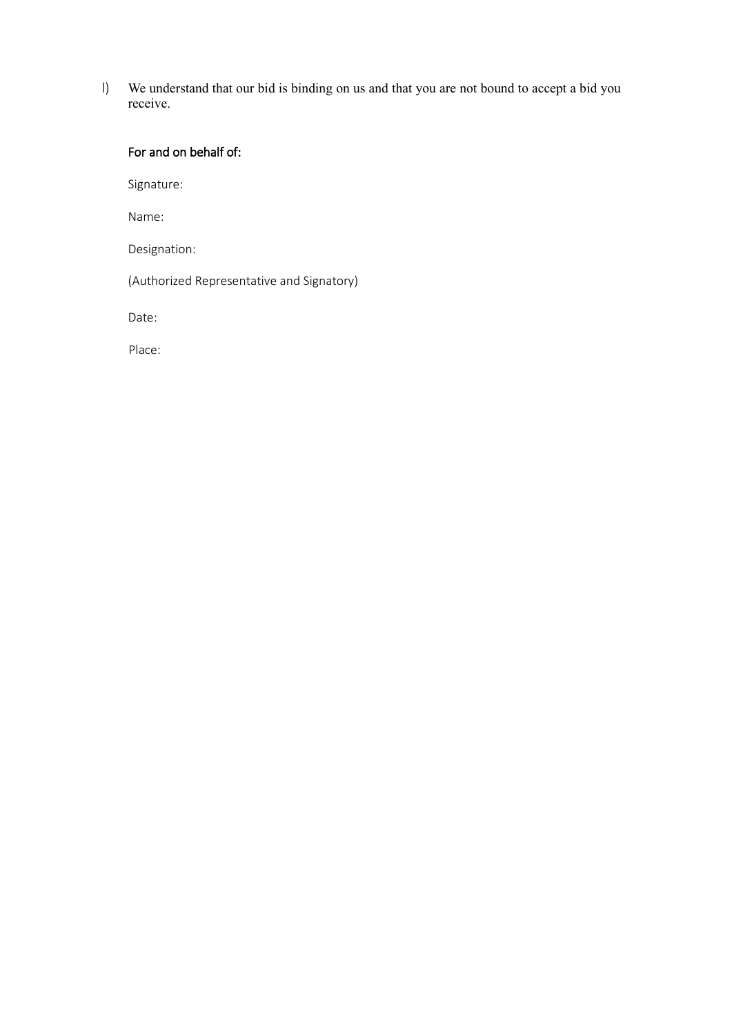l) We understand that our bid is binding on us and that you are not bound to accept a bid you receive.

**For and on behalf of:**

Signature:

Name:

Designation:

(Authorized Representative and Signatory)

Date:

Place: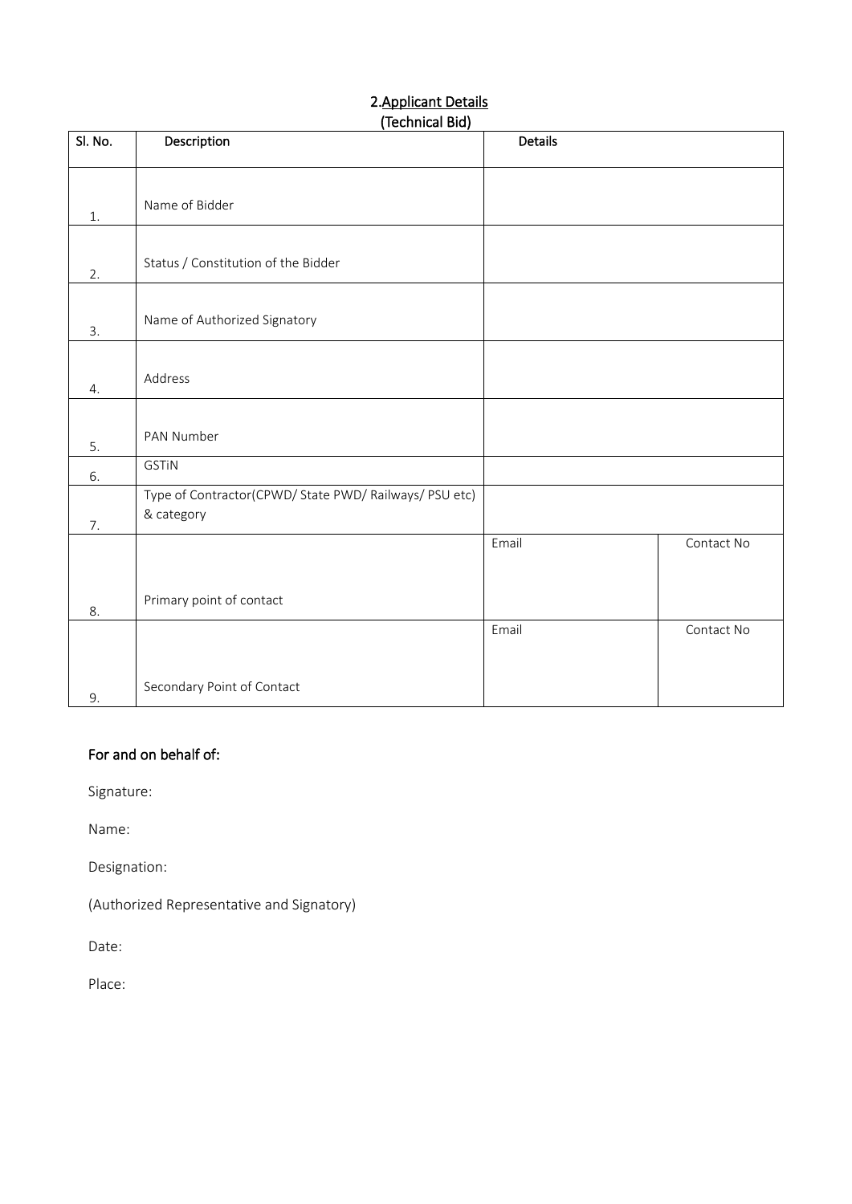## 2. Applicant Details
### (Technical Bid)

| Sl. No. | Description | Details | |
|---|---|---|---|
| 1. | Name of Bidder | | |
| 2. | Status / Constitution of the Bidder | | |
| 3. | Name of Authorized Signatory | | |
| 4. | Address | | |
| 5. | PAN Number | | |
| 6. | GSTiN | | |
| 7. | Type of Contractor(CPWD/ State PWD/ Railways/ PSU etc) & category | | |
| 8. | Primary point of contact | Email | Contact No |
| 9. | Secondary Point of Contact | Email | Contact No |

**For and on behalf of:**

Signature:

Name:

Designation:

(Authorized Representative and Signatory)

Date:

Place: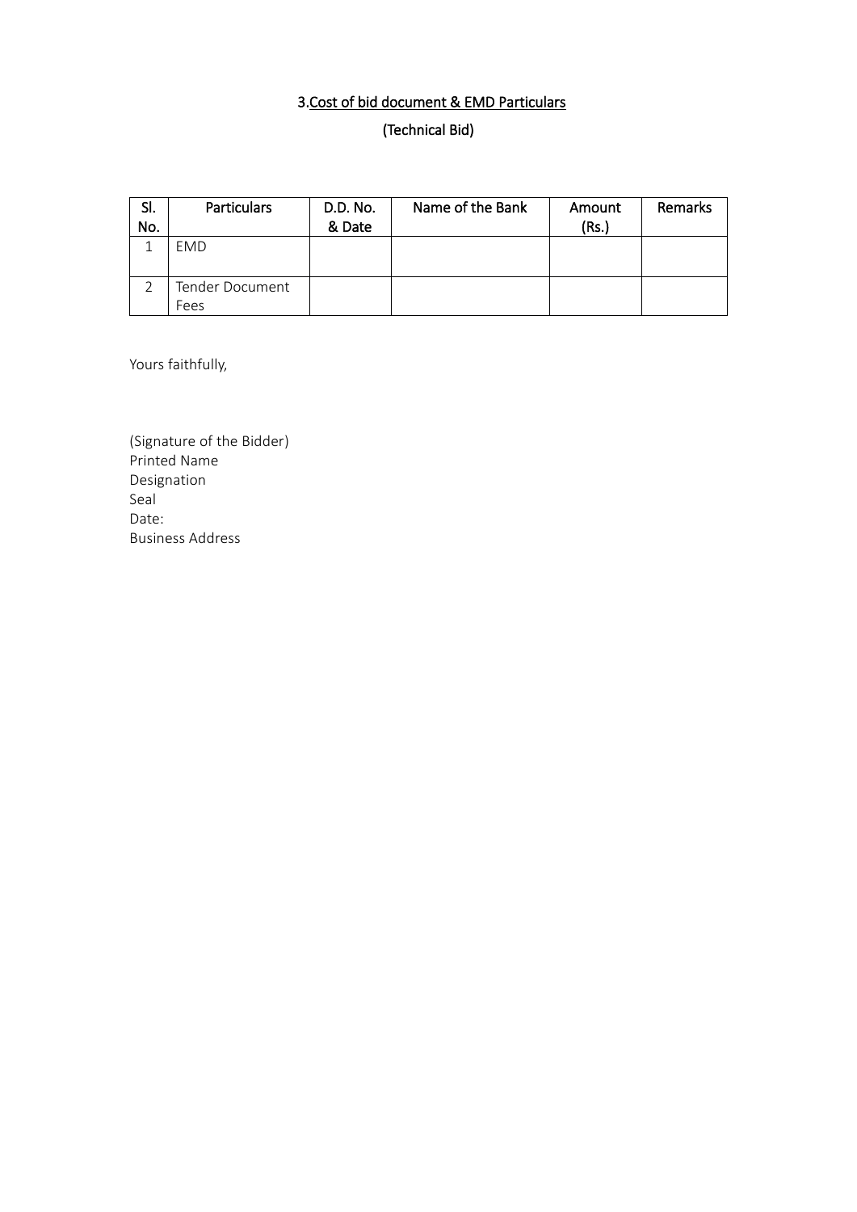## 3.Cost of bid document & EMD Particulars

### (Technical Bid)

| Sl. No. | Particulars | D.D. No. & Date | Name of the Bank | Amount (Rs.) | Remarks |
|---|---|---|---|---|---|
| 1 | EMD | | | | |
| 2 | Tender Document Fees | | | | |

Yours faithfully,

(Signature of the Bidder)
Printed Name
Designation
Seal
Date:
Business Address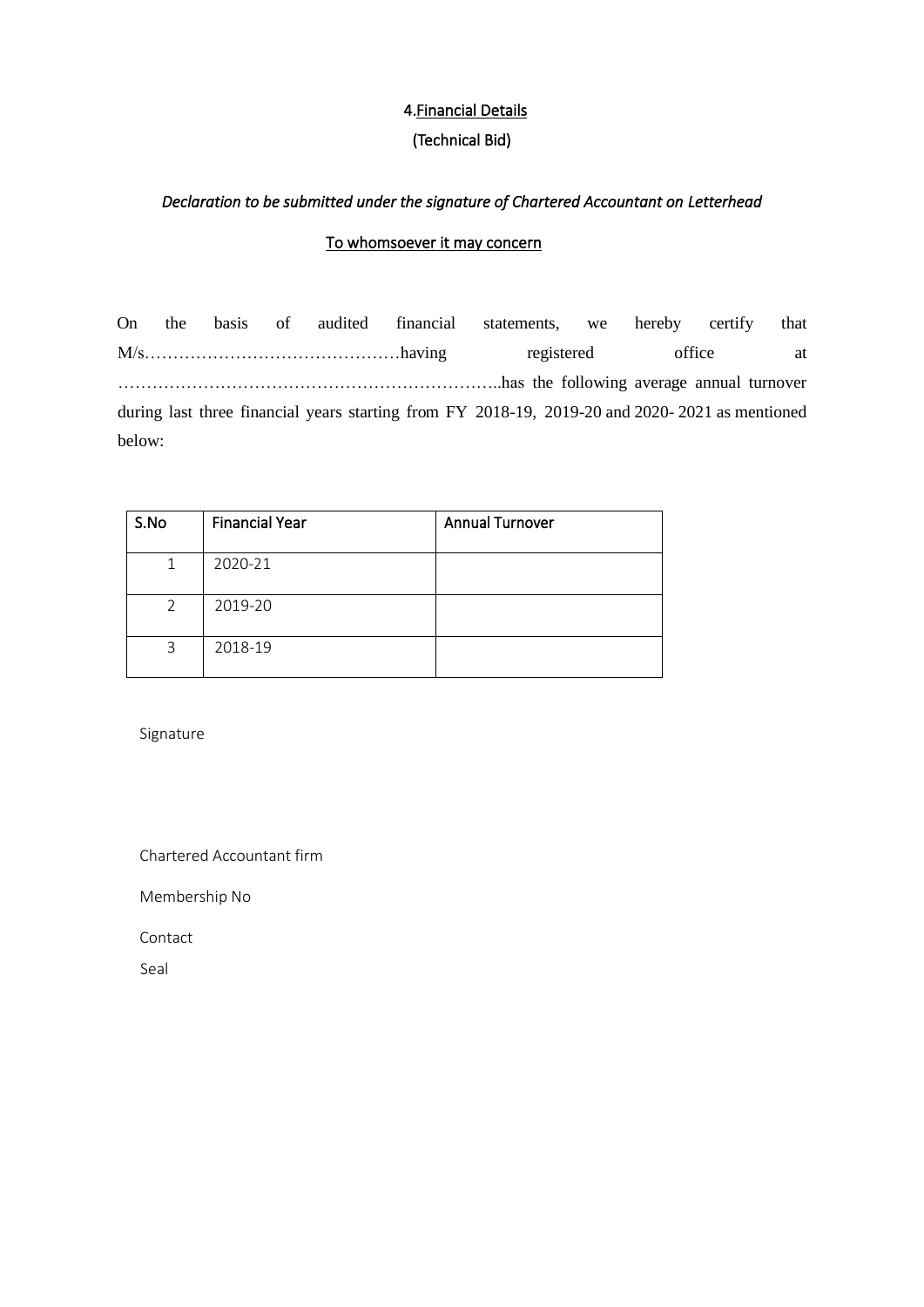## 4.Financial Details

### (Technical Bid)

*Declaration to be submitted under the signature of Chartered Accountant on Letterhead*

To whomsoever it may concern

On the basis of audited financial statements, we hereby certify that M/s………………………………………having registered office at …………………………………………………………..has the following average annual turnover during last three financial years starting from FY 2018-19, 2019-20 and 2020- 2021 as mentioned below:

| S.No | Financial Year | Annual Turnover |
|---|---|---|
| 1 | 2020-21 | |
| 2 | 2019-20 | |
| 3 | 2018-19 | |

Signature

Chartered Accountant firm

Membership No

Contact

Seal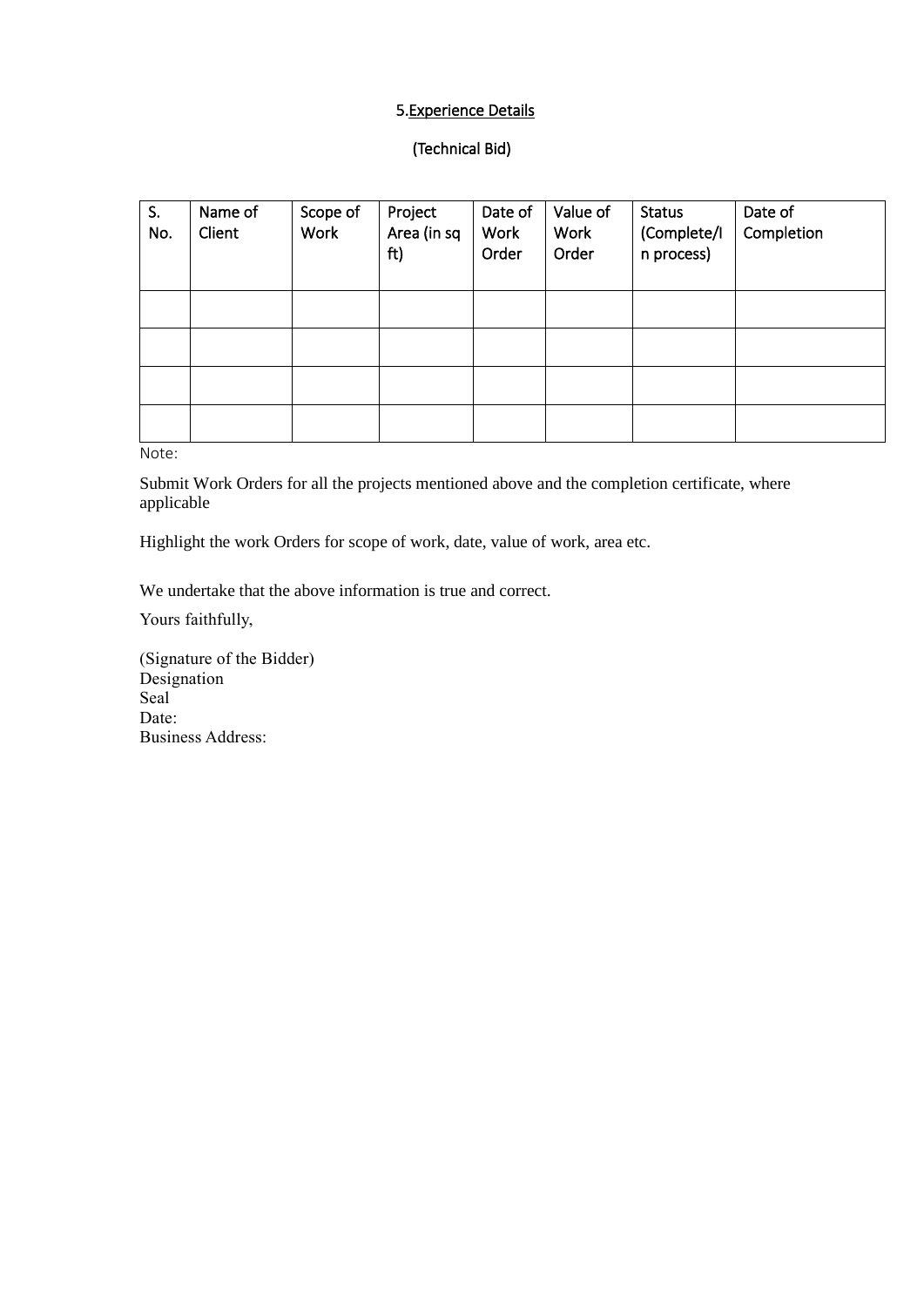## 5. Experience Details

(Technical Bid)

| S. No. | Name of Client | Scope of Work | Project Area (in sq ft) | Date of Work Order | Value of Work Order | Status (Complete/In process) | Date of Completion |
|---|---|---|---|---|---|---|---|
| | | | | | | | |
| | | | | | | | |
| | | | | | | | |
| | | | | | | | |

Note:

Submit Work Orders for all the projects mentioned above and the completion certificate, where applicable

Highlight the work Orders for scope of work, date, value of work, area etc.

We undertake that the above information is true and correct.

Yours faithfully,

(Signature of the Bidder)
Designation
Seal
Date:
Business Address: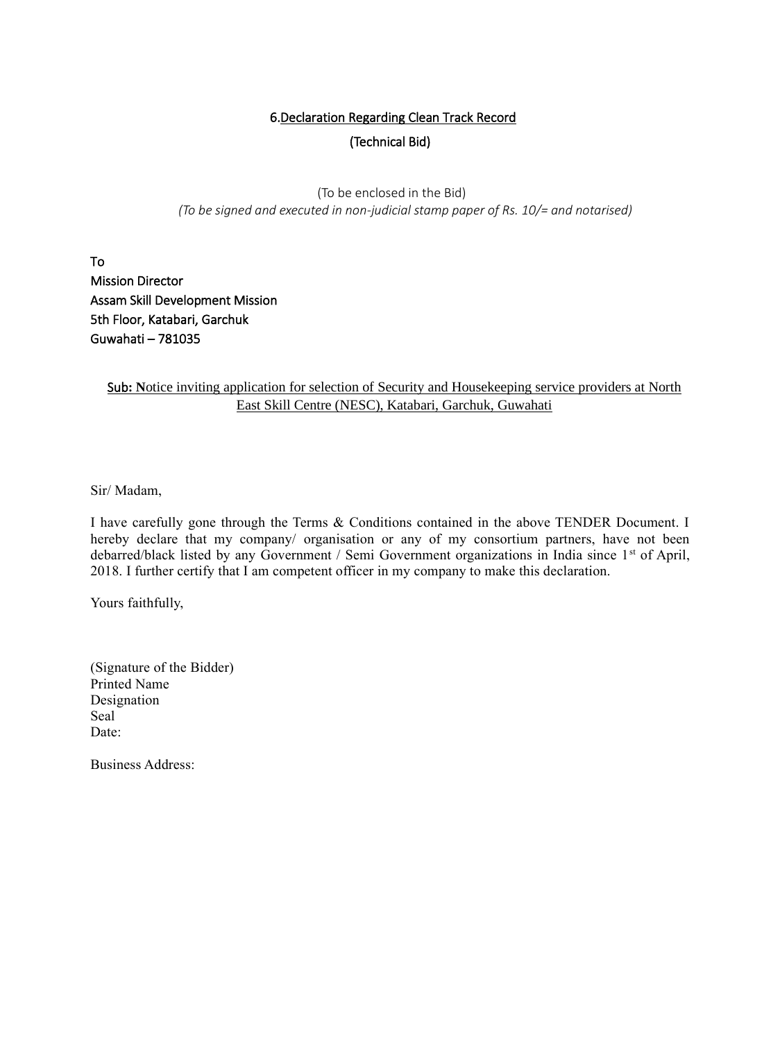## 6.Declaration Regarding Clean Track Record

**(Technical Bid)**

(To be enclosed in the Bid)

*(To be signed and executed in non-judicial stamp paper of Rs. 10/= and notarised)*

To
Mission Director
Assam Skill Development Mission
5th Floor, Katabari, Garchuk
Guwahati – 781035

**Sub: N**otice inviting application for selection of Security and Housekeeping service providers at North East Skill Centre (NESC), Katabari, Garchuk, Guwahati

Sir/ Madam,

I have carefully gone through the Terms & Conditions contained in the above TENDER Document. I hereby declare that my company/ organisation or any of my consortium partners, have not been debarred/black listed by any Government / Semi Government organizations in India since 1st of April, 2018. I further certify that I am competent officer in my company to make this declaration.

Yours faithfully,

(Signature of the Bidder)
Printed Name
Designation
Seal
Date:

Business Address: